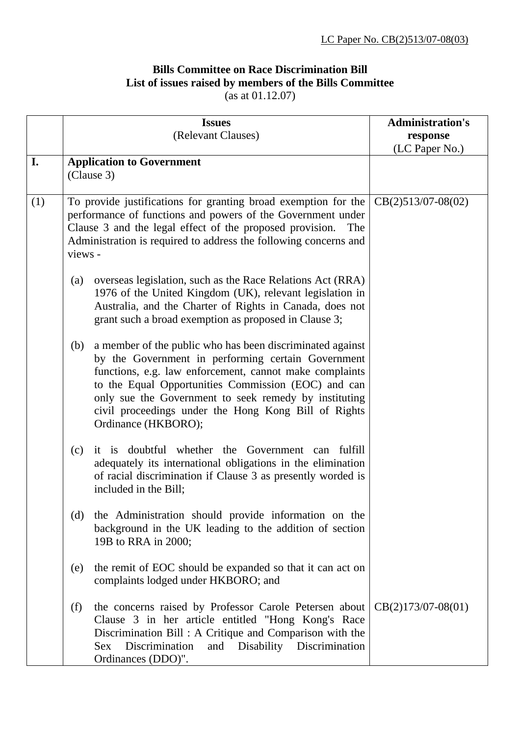LC Paper No. CB(2)513/07-08(03)

**Bills Committee on Race Discrimination Bill**
**List of issues raised by members of the Bills Committee**
(as at 01.12.07)

| | **Issues** (Relevant Clauses) | **Administration's response** (LC Paper No.) |
|---|---|---|
| **I.** | **Application to Government** (Clause 3) | |
| (1) | To provide justifications for granting broad exemption for the performance of functions and powers of the Government under Clause 3 and the legal effect of the proposed provision. The Administration is required to address the following concerns and views -<br><br>(a) overseas legislation, such as the Race Relations Act (RRA) 1976 of the United Kingdom (UK), relevant legislation in Australia, and the Charter of Rights in Canada, does not grant such a broad exemption as proposed in Clause 3;<br><br>(b) a member of the public who has been discriminated against by the Government in performing certain Government functions, e.g. law enforcement, cannot make complaints to the Equal Opportunities Commission (EOC) and can only sue the Government to seek remedy by instituting civil proceedings under the Hong Kong Bill of Rights Ordinance (HKBORO);<br><br>(c) it is doubtful whether the Government can fulfill adequately its international obligations in the elimination of racial discrimination if Clause 3 as presently worded is included in the Bill;<br><br>(d) the Administration should provide information on the background in the UK leading to the addition of section 19B to RRA in 2000;<br><br>(e) the remit of EOC should be expanded so that it can act on complaints lodged under HKBORO; and | CB(2)513/07-08(02) |
| | (f) the concerns raised by Professor Carole Petersen about Clause 3 in her article entitled "Hong Kong's Race Discrimination Bill : A Critique and Comparison with the Sex Discrimination and Disability Discrimination Ordinances (DDO)". | CB(2)173/07-08(01) |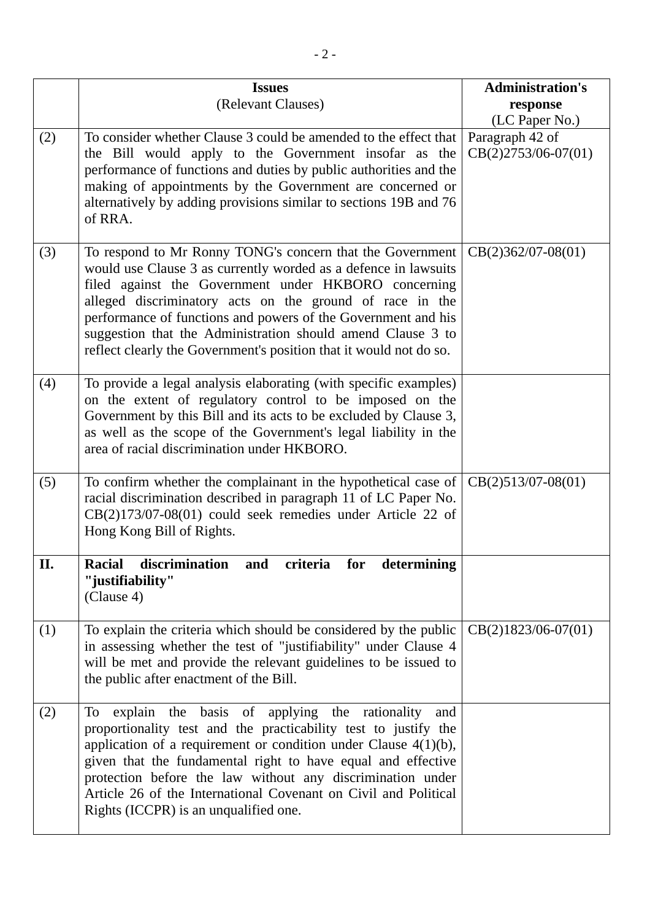| | **Issues** (Relevant Clauses) | **Administration's response** (LC Paper No.) |
|---|---|---|
| (2) | To consider whether Clause 3 could be amended to the effect that the Bill would apply to the Government insofar as the performance of functions and duties by public authorities and the making of appointments by the Government are concerned or alternatively by adding provisions similar to sections 19B and 76 of RRA. | Paragraph 42 of CB(2)2753/06-07(01) |
| (3) | To respond to Mr Ronny TONG's concern that the Government would use Clause 3 as currently worded as a defence in lawsuits filed against the Government under HKBORO concerning alleged discriminatory acts on the ground of race in the performance of functions and powers of the Government and his suggestion that the Administration should amend Clause 3 to reflect clearly the Government's position that it would not do so. | CB(2)362/07-08(01) |
| (4) | To provide a legal analysis elaborating (with specific examples) on the extent of regulatory control to be imposed on the Government by this Bill and its acts to be excluded by Clause 3, as well as the scope of the Government's legal liability in the area of racial discrimination under HKBORO. | |
| (5) | To confirm whether the complainant in the hypothetical case of racial discrimination described in paragraph 11 of LC Paper No. CB(2)173/07-08(01) could seek remedies under Article 22 of Hong Kong Bill of Rights. | CB(2)513/07-08(01) |
| **II.** | **Racial discrimination and criteria for determining "justifiability"** (Clause 4) | |
| (1) | To explain the criteria which should be considered by the public in assessing whether the test of "justifiability" under Clause 4 will be met and provide the relevant guidelines to be issued to the public after enactment of the Bill. | CB(2)1823/06-07(01) |
| (2) | To explain the basis of applying the rationality and proportionality test and the practicability test to justify the application of a requirement or condition under Clause 4(1)(b), given that the fundamental right to have equal and effective protection before the law without any discrimination under Article 26 of the International Covenant on Civil and Political Rights (ICCPR) is an unqualified one. | |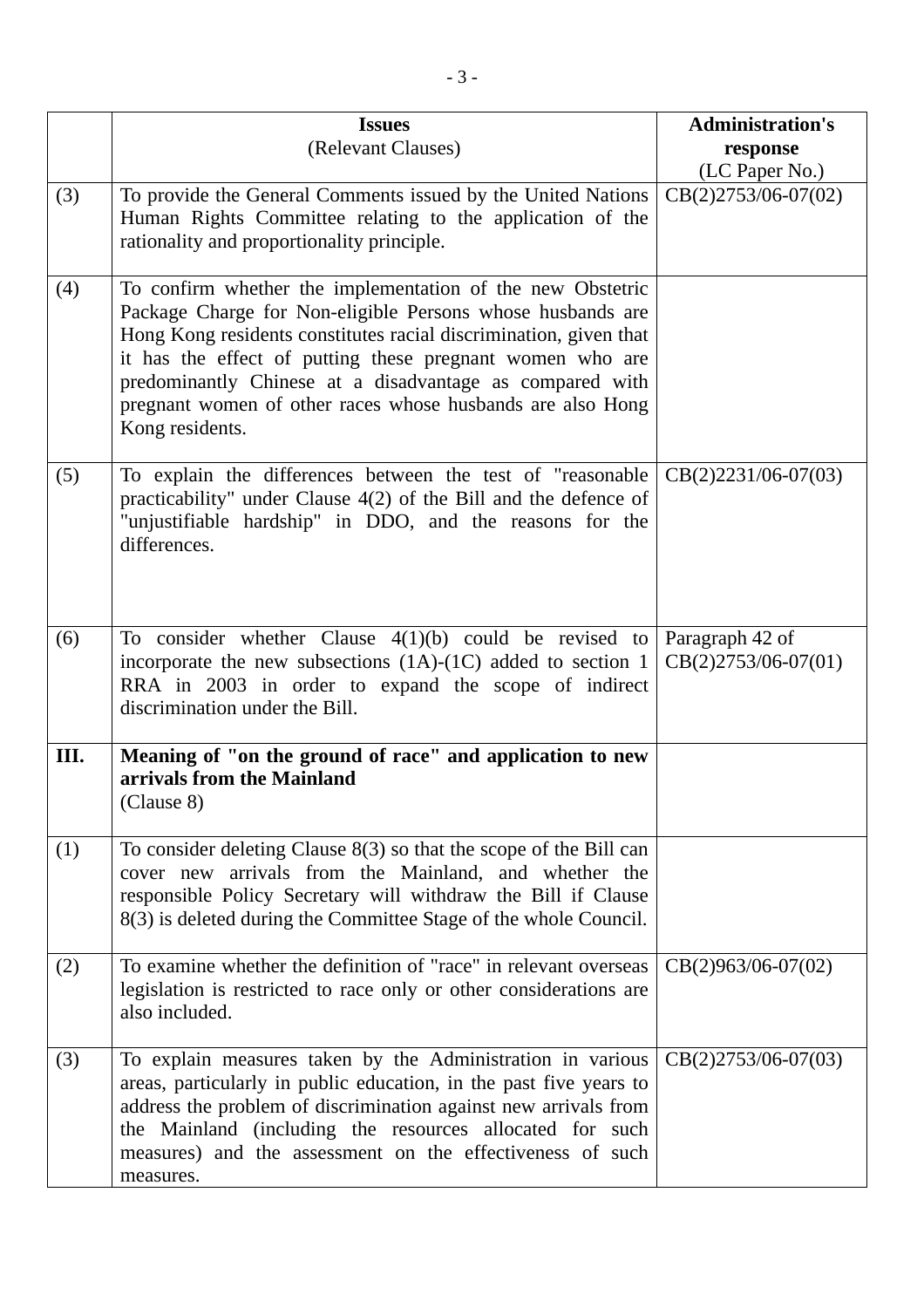| | **Issues** (Relevant Clauses) | **Administration's response** (LC Paper No.) |
|---|---|---|
| (3) | To provide the General Comments issued by the United Nations Human Rights Committee relating to the application of the rationality and proportionality principle. | CB(2)2753/06-07(02) |
| (4) | To confirm whether the implementation of the new Obstetric Package Charge for Non-eligible Persons whose husbands are Hong Kong residents constitutes racial discrimination, given that it has the effect of putting these pregnant women who are predominantly Chinese at a disadvantage as compared with pregnant women of other races whose husbands are also Hong Kong residents. | |
| (5) | To explain the differences between the test of "reasonable practicability" under Clause 4(2) of the Bill and the defence of "unjustifiable hardship" in DDO, and the reasons for the differences. | CB(2)2231/06-07(03) |
| (6) | To consider whether Clause 4(1)(b) could be revised to incorporate the new subsections (1A)-(1C) added to section 1 RRA in 2003 in order to expand the scope of indirect discrimination under the Bill. | Paragraph 42 of CB(2)2753/06-07(01) |
| **III.** | **Meaning of "on the ground of race" and application to new arrivals from the Mainland** (Clause 8) | |
| (1) | To consider deleting Clause 8(3) so that the scope of the Bill can cover new arrivals from the Mainland, and whether the responsible Policy Secretary will withdraw the Bill if Clause 8(3) is deleted during the Committee Stage of the whole Council. | |
| (2) | To examine whether the definition of "race" in relevant overseas legislation is restricted to race only or other considerations are also included. | CB(2)963/06-07(02) |
| (3) | To explain measures taken by the Administration in various areas, particularly in public education, in the past five years to address the problem of discrimination against new arrivals from the Mainland (including the resources allocated for such measures) and the assessment on the effectiveness of such measures. | CB(2)2753/06-07(03) |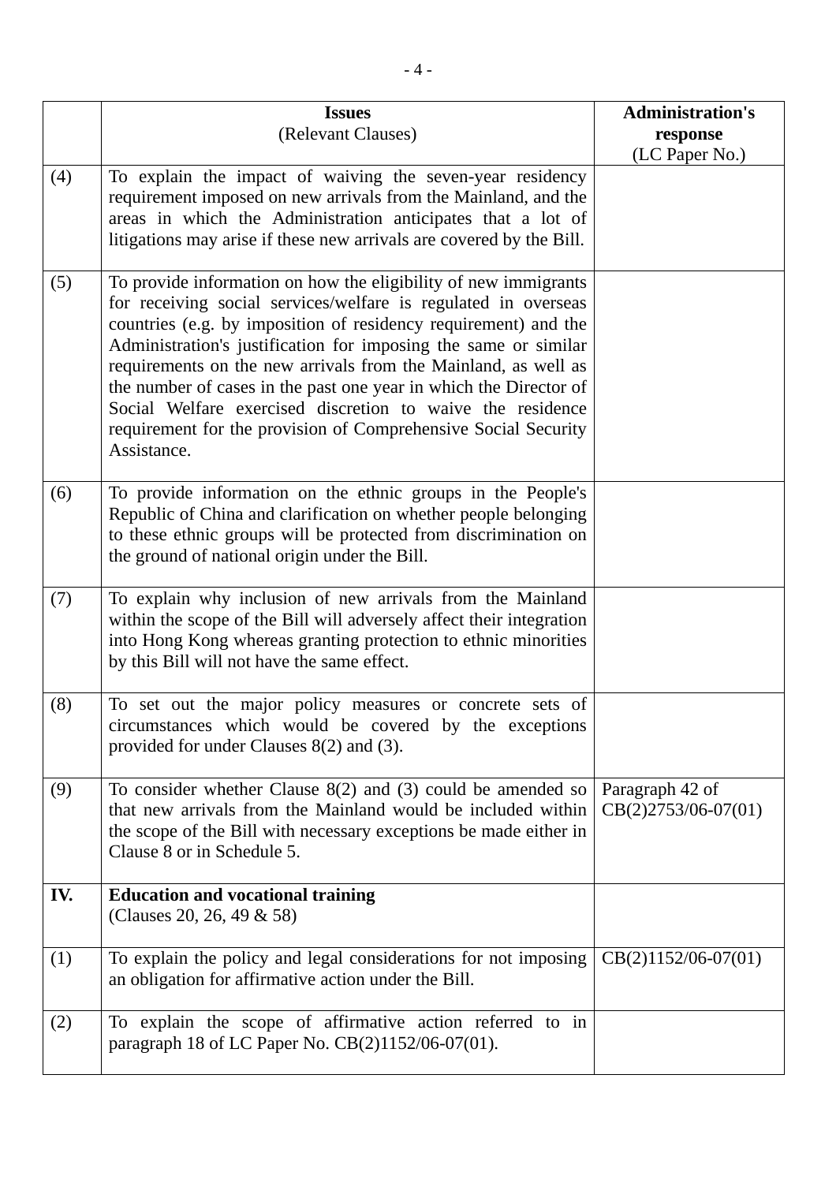| | **Issues** (Relevant Clauses) | **Administration's response** (LC Paper No.) |
|---|---|---|
| (4) | To explain the impact of waiving the seven-year residency requirement imposed on new arrivals from the Mainland, and the areas in which the Administration anticipates that a lot of litigations may arise if these new arrivals are covered by the Bill. | |
| (5) | To provide information on how the eligibility of new immigrants for receiving social services/welfare is regulated in overseas countries (e.g. by imposition of residency requirement) and the Administration's justification for imposing the same or similar requirements on the new arrivals from the Mainland, as well as the number of cases in the past one year in which the Director of Social Welfare exercised discretion to waive the residence requirement for the provision of Comprehensive Social Security Assistance. | |
| (6) | To provide information on the ethnic groups in the People's Republic of China and clarification on whether people belonging to these ethnic groups will be protected from discrimination on the ground of national origin under the Bill. | |
| (7) | To explain why inclusion of new arrivals from the Mainland within the scope of the Bill will adversely affect their integration into Hong Kong whereas granting protection to ethnic minorities by this Bill will not have the same effect. | |
| (8) | To set out the major policy measures or concrete sets of circumstances which would be covered by the exceptions provided for under Clauses 8(2) and (3). | |
| (9) | To consider whether Clause 8(2) and (3) could be amended so that new arrivals from the Mainland would be included within the scope of the Bill with necessary exceptions be made either in Clause 8 or in Schedule 5. | Paragraph 42 of CB(2)2753/06-07(01) |
| **IV.** | **Education and vocational training** (Clauses 20, 26, 49 & 58) | |
| (1) | To explain the policy and legal considerations for not imposing an obligation for affirmative action under the Bill. | CB(2)1152/06-07(01) |
| (2) | To explain the scope of affirmative action referred to in paragraph 18 of LC Paper No. CB(2)1152/06-07(01). | |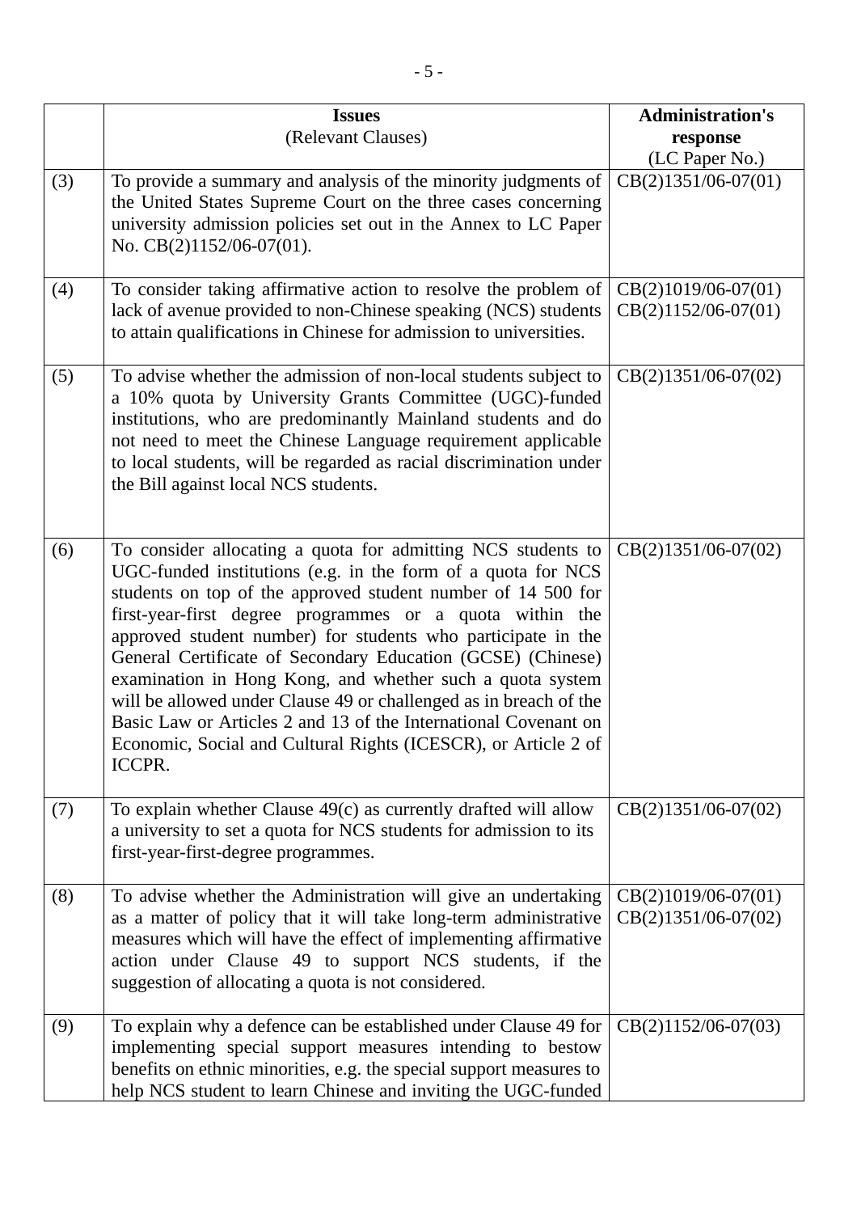| | **Issues**<br>(Relevant Clauses) | **Administration's response**<br>(LC Paper No.) |
|---|---|---|
| (3) | To provide a summary and analysis of the minority judgments of the United States Supreme Court on the three cases concerning university admission policies set out in the Annex to LC Paper No. CB(2)1152/06-07(01). | CB(2)1351/06-07(01) |
| (4) | To consider taking affirmative action to resolve the problem of lack of avenue provided to non-Chinese speaking (NCS) students to attain qualifications in Chinese for admission to universities. | CB(2)1019/06-07(01)<br>CB(2)1152/06-07(01) |
| (5) | To advise whether the admission of non-local students subject to a 10% quota by University Grants Committee (UGC)-funded institutions, who are predominantly Mainland students and do not need to meet the Chinese Language requirement applicable to local students, will be regarded as racial discrimination under the Bill against local NCS students. | CB(2)1351/06-07(02) |
| (6) | To consider allocating a quota for admitting NCS students to UGC-funded institutions (e.g. in the form of a quota for NCS students on top of the approved student number of 14 500 for first-year-first degree programmes or a quota within the approved student number) for students who participate in the General Certificate of Secondary Education (GCSE) (Chinese) examination in Hong Kong, and whether such a quota system will be allowed under Clause 49 or challenged as in breach of the Basic Law or Articles 2 and 13 of the International Covenant on Economic, Social and Cultural Rights (ICESCR), or Article 2 of ICCPR. | CB(2)1351/06-07(02) |
| (7) | To explain whether Clause 49(c) as currently drafted will allow a university to set a quota for NCS students for admission to its first-year-first-degree programmes. | CB(2)1351/06-07(02) |
| (8) | To advise whether the Administration will give an undertaking as a matter of policy that it will take long-term administrative measures which will have the effect of implementing affirmative action under Clause 49 to support NCS students, if the suggestion of allocating a quota is not considered. | CB(2)1019/06-07(01)<br>CB(2)1351/06-07(02) |
| (9) | To explain why a defence can be established under Clause 49 for implementing special support measures intending to bestow benefits on ethnic minorities, e.g. the special support measures to help NCS student to learn Chinese and inviting the UGC-funded | CB(2)1152/06-07(03) |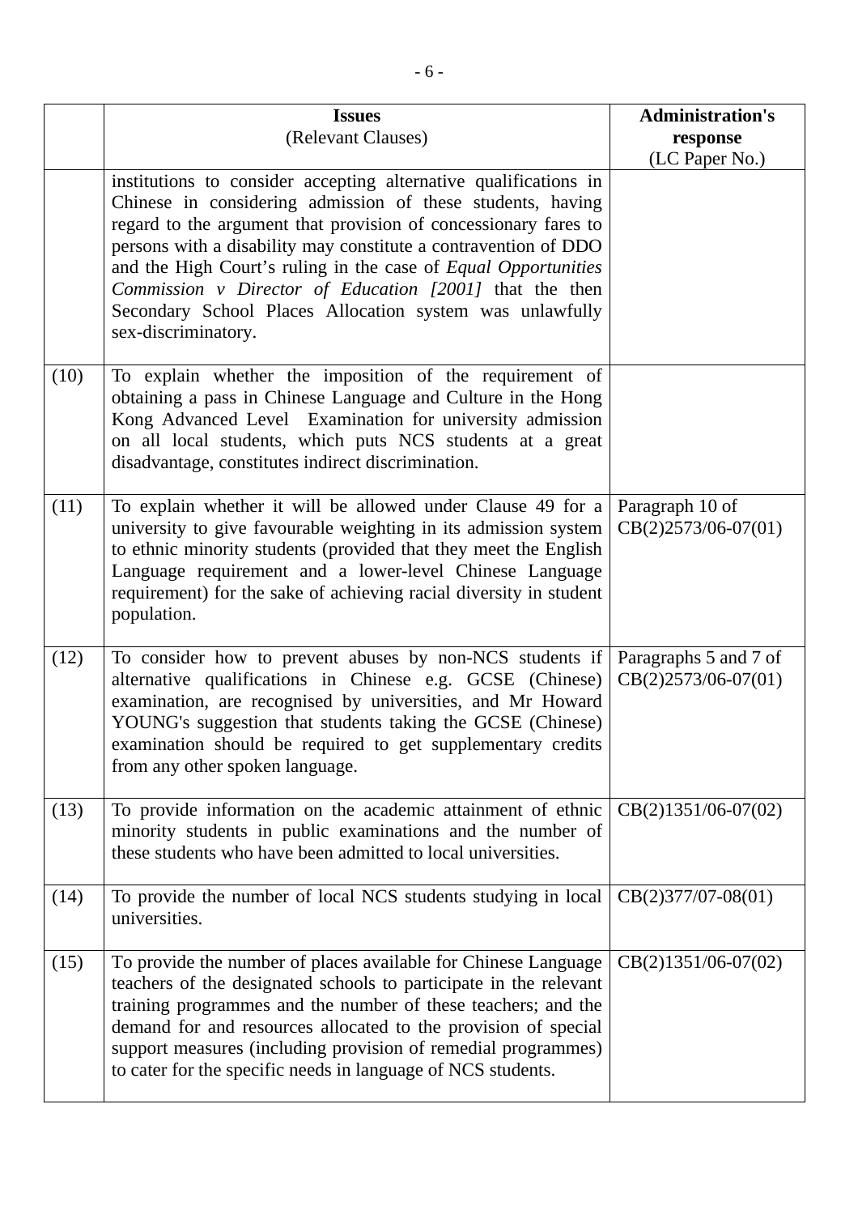| | **Issues**<br>(Relevant Clauses) | **Administration's response**<br>(LC Paper No.) |
|---|---|---|
| | institutions to consider accepting alternative qualifications in Chinese in considering admission of these students, having regard to the argument that provision of concessionary fares to persons with a disability may constitute a contravention of DDO and the High Court's ruling in the case of *Equal Opportunities Commission v Director of Education [2001]* that the then Secondary School Places Allocation system was unlawfully sex-discriminatory. | |
| (10) | To explain whether the imposition of the requirement of obtaining a pass in Chinese Language and Culture in the Hong Kong Advanced Level Examination for university admission on all local students, which puts NCS students at a great disadvantage, constitutes indirect discrimination. | |
| (11) | To explain whether it will be allowed under Clause 49 for a university to give favourable weighting in its admission system to ethnic minority students (provided that they meet the English Language requirement and a lower-level Chinese Language requirement) for the sake of achieving racial diversity in student population. | Paragraph 10 of CB(2)2573/06-07(01) |
| (12) | To consider how to prevent abuses by non-NCS students if alternative qualifications in Chinese e.g. GCSE (Chinese) examination, are recognised by universities, and Mr Howard YOUNG's suggestion that students taking the GCSE (Chinese) examination should be required to get supplementary credits from any other spoken language. | Paragraphs 5 and 7 of CB(2)2573/06-07(01) |
| (13) | To provide information on the academic attainment of ethnic minority students in public examinations and the number of these students who have been admitted to local universities. | CB(2)1351/06-07(02) |
| (14) | To provide the number of local NCS students studying in local universities. | CB(2)377/07-08(01) |
| (15) | To provide the number of places available for Chinese Language teachers of the designated schools to participate in the relevant training programmes and the number of these teachers; and the demand for and resources allocated to the provision of special support measures (including provision of remedial programmes) to cater for the specific needs in language of NCS students. | CB(2)1351/06-07(02) |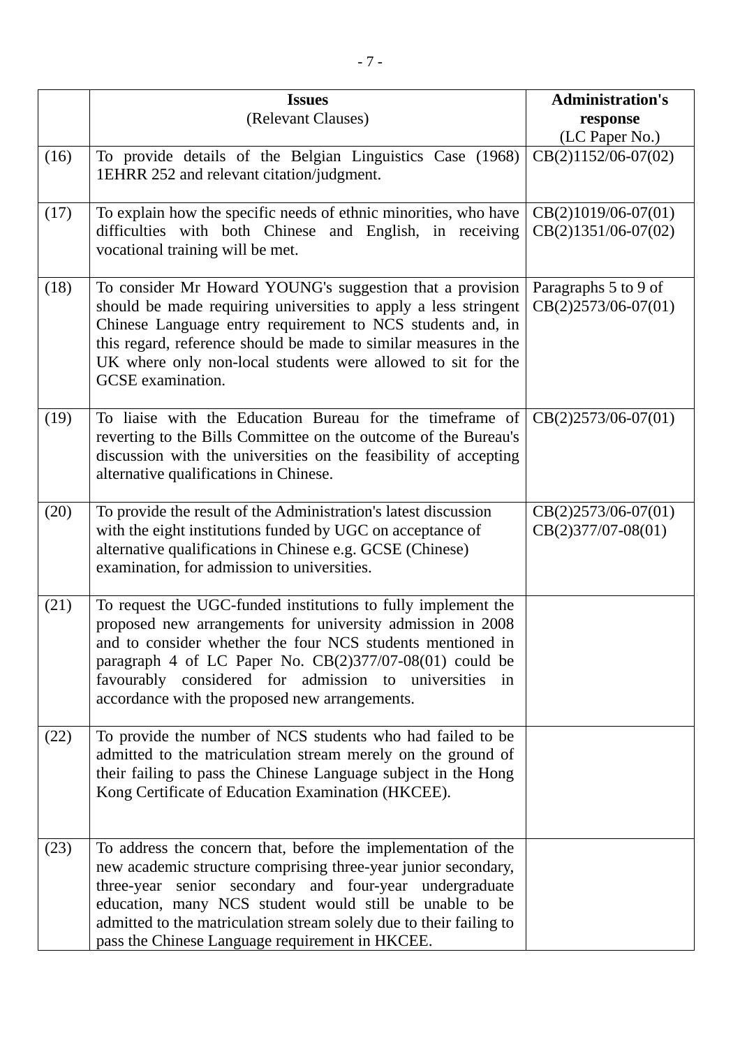| | **Issues**<br>(Relevant Clauses) | **Administration's response**<br>(LC Paper No.) |
|---|---|---|
| (16) | To provide details of the Belgian Linguistics Case (1968) 1EHRR 252 and relevant citation/judgment. | CB(2)1152/06-07(02) |
| (17) | To explain how the specific needs of ethnic minorities, who have difficulties with both Chinese and English, in receiving vocational training will be met. | CB(2)1019/06-07(01)<br>CB(2)1351/06-07(02) |
| (18) | To consider Mr Howard YOUNG's suggestion that a provision should be made requiring universities to apply a less stringent Chinese Language entry requirement to NCS students and, in this regard, reference should be made to similar measures in the UK where only non-local students were allowed to sit for the GCSE examination. | Paragraphs 5 to 9 of CB(2)2573/06-07(01) |
| (19) | To liaise with the Education Bureau for the timeframe of reverting to the Bills Committee on the outcome of the Bureau's discussion with the universities on the feasibility of accepting alternative qualifications in Chinese. | CB(2)2573/06-07(01) |
| (20) | To provide the result of the Administration's latest discussion with the eight institutions funded by UGC on acceptance of alternative qualifications in Chinese e.g. GCSE (Chinese) examination, for admission to universities. | CB(2)2573/06-07(01)<br>CB(2)377/07-08(01) |
| (21) | To request the UGC-funded institutions to fully implement the proposed new arrangements for university admission in 2008 and to consider whether the four NCS students mentioned in paragraph 4 of LC Paper No. CB(2)377/07-08(01) could be favourably considered for admission to universities in accordance with the proposed new arrangements. | |
| (22) | To provide the number of NCS students who had failed to be admitted to the matriculation stream merely on the ground of their failing to pass the Chinese Language subject in the Hong Kong Certificate of Education Examination (HKCEE). | |
| (23) | To address the concern that, before the implementation of the new academic structure comprising three-year junior secondary, three-year senior secondary and four-year undergraduate education, many NCS student would still be unable to be admitted to the matriculation stream solely due to their failing to pass the Chinese Language requirement in HKCEE. | |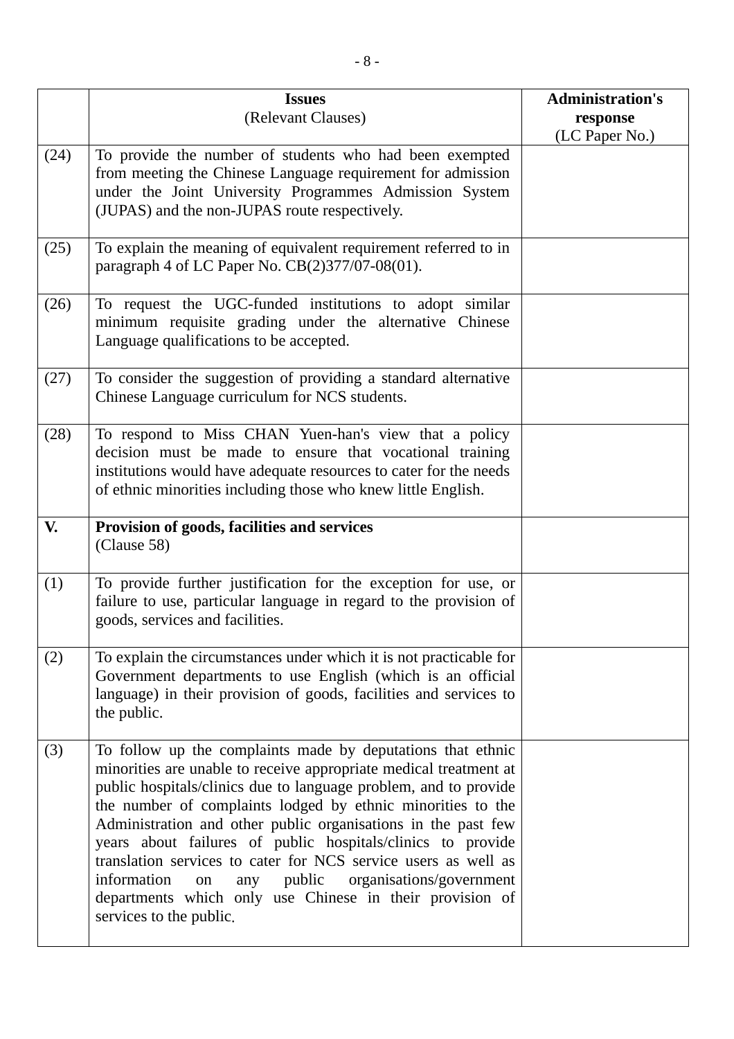| | **Issues** (Relevant Clauses) | **Administration's response** (LC Paper No.) |
|---|---|---|
| (24) | To provide the number of students who had been exempted from meeting the Chinese Language requirement for admission under the Joint University Programmes Admission System (JUPAS) and the non-JUPAS route respectively. | |
| (25) | To explain the meaning of equivalent requirement referred to in paragraph 4 of LC Paper No. CB(2)377/07-08(01). | |
| (26) | To request the UGC-funded institutions to adopt similar minimum requisite grading under the alternative Chinese Language qualifications to be accepted. | |
| (27) | To consider the suggestion of providing a standard alternative Chinese Language curriculum for NCS students. | |
| (28) | To respond to Miss CHAN Yuen-han's view that a policy decision must be made to ensure that vocational training institutions would have adequate resources to cater for the needs of ethnic minorities including those who knew little English. | |
| **V.** | **Provision of goods, facilities and services** (Clause 58) | |
| (1) | To provide further justification for the exception for use, or failure to use, particular language in regard to the provision of goods, services and facilities. | |
| (2) | To explain the circumstances under which it is not practicable for Government departments to use English (which is an official language) in their provision of goods, facilities and services to the public. | |
| (3) | To follow up the complaints made by deputations that ethnic minorities are unable to receive appropriate medical treatment at public hospitals/clinics due to language problem, and to provide the number of complaints lodged by ethnic minorities to the Administration and other public organisations in the past few years about failures of public hospitals/clinics to provide translation services to cater for NCS service users as well as information on any public organisations/government departments which only use Chinese in their provision of services to the public. | |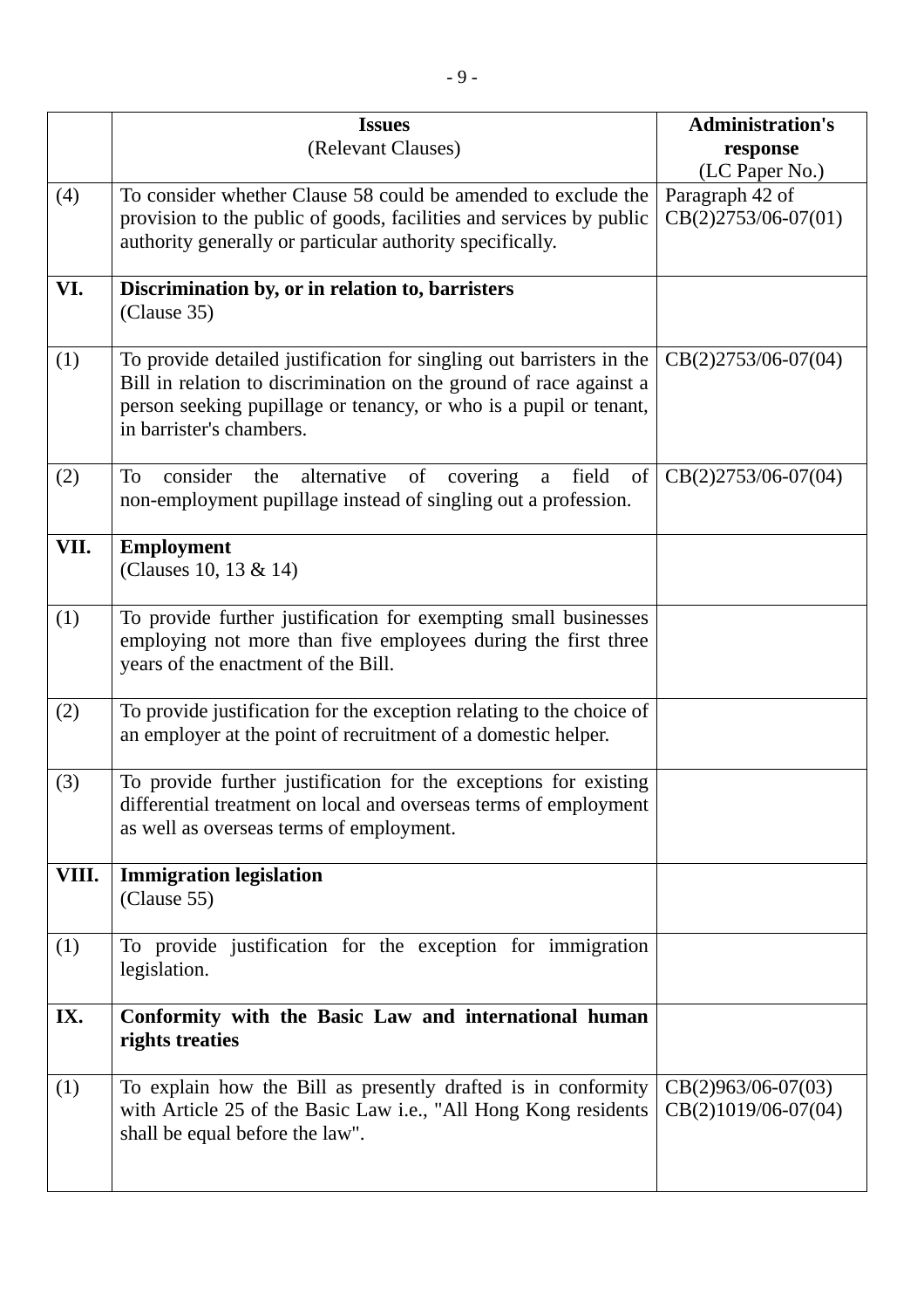| | **Issues**<br>(Relevant Clauses) | **Administration's response**<br>(LC Paper No.) |
|---|---|---|
| (4) | To consider whether Clause 58 could be amended to exclude the provision to the public of goods, facilities and services by public authority generally or particular authority specifically. | Paragraph 42 of CB(2)2753/06-07(01) |
| **VI.** | **Discrimination by, or in relation to, barristers**<br>(Clause 35) | |
| (1) | To provide detailed justification for singling out barristers in the Bill in relation to discrimination on the ground of race against a person seeking pupillage or tenancy, or who is a pupil or tenant, in barrister's chambers. | CB(2)2753/06-07(04) |
| (2) | To consider the alternative of covering a field of non-employment pupillage instead of singling out a profession. | CB(2)2753/06-07(04) |
| **VII.** | **Employment**<br>(Clauses 10, 13 & 14) | |
| (1) | To provide further justification for exempting small businesses employing not more than five employees during the first three years of the enactment of the Bill. | |
| (2) | To provide justification for the exception relating to the choice of an employer at the point of recruitment of a domestic helper. | |
| (3) | To provide further justification for the exceptions for existing differential treatment on local and overseas terms of employment as well as overseas terms of employment. | |
| **VIII.** | **Immigration legislation**<br>(Clause 55) | |
| (1) | To provide justification for the exception for immigration legislation. | |
| **IX.** | **Conformity with the Basic Law and international human rights treaties** | |
| (1) | To explain how the Bill as presently drafted is in conformity with Article 25 of the Basic Law i.e., "All Hong Kong residents shall be equal before the law". | CB(2)963/06-07(03)<br>CB(2)1019/06-07(04) |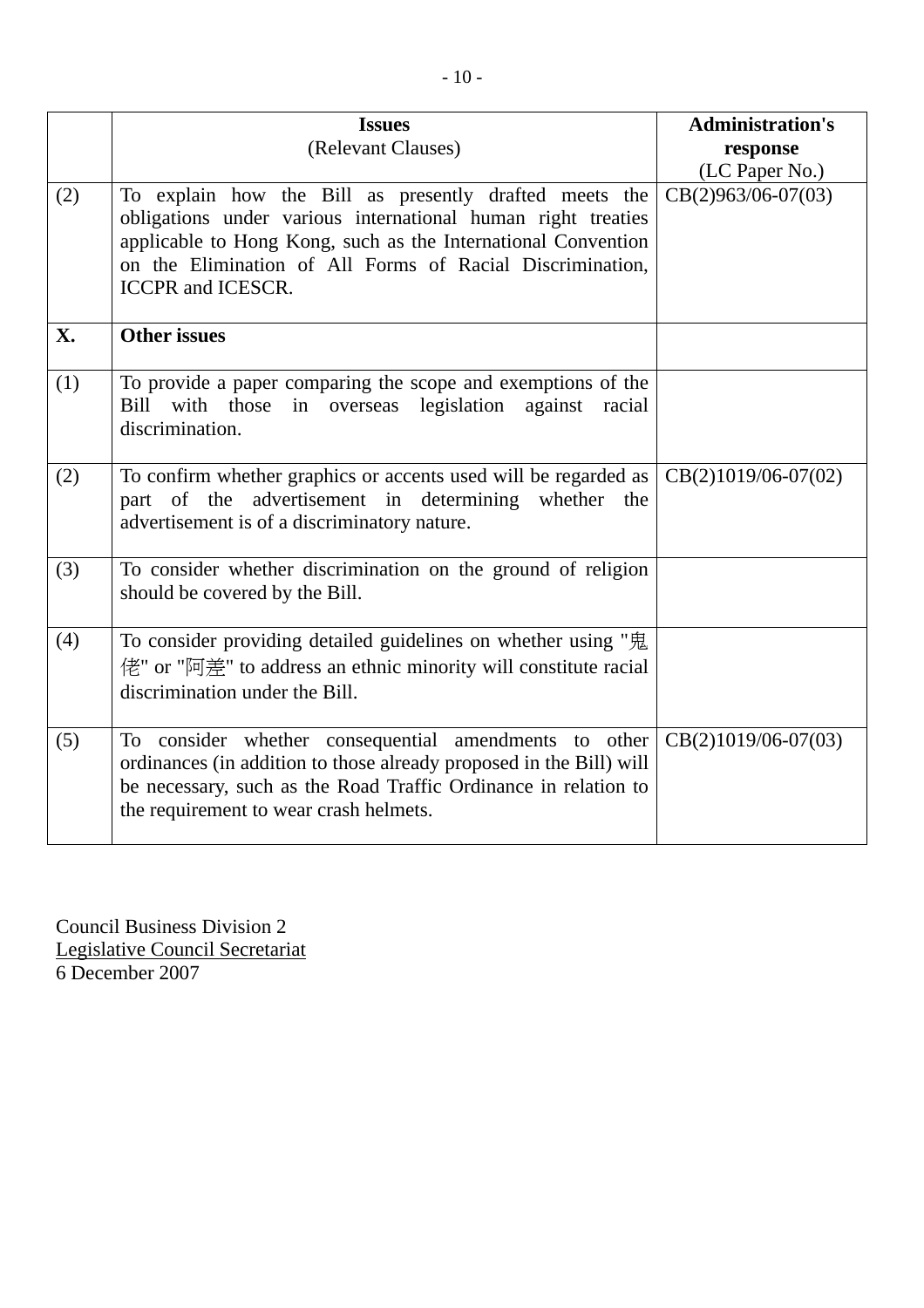| | Issues<br>(Relevant Clauses) | Administration's response<br>(LC Paper No.) |
|---|---|---|
| (2) | To explain how the Bill as presently drafted meets the obligations under various international human right treaties applicable to Hong Kong, such as the International Convention on the Elimination of All Forms of Racial Discrimination, ICCPR and ICESCR. | CB(2)963/06-07(03) |
| **X.** | **Other issues** | |
| (1) | To provide a paper comparing the scope and exemptions of the Bill with those in overseas legislation against racial discrimination. | |
| (2) | To confirm whether graphics or accents used will be regarded as part of the advertisement in determining whether the advertisement is of a discriminatory nature. | CB(2)1019/06-07(02) |
| (3) | To consider whether discrimination on the ground of religion should be covered by the Bill. | |
| (4) | To consider providing detailed guidelines on whether using "鬼佬" or "阿差" to address an ethnic minority will constitute racial discrimination under the Bill. | |
| (5) | To consider whether consequential amendments to other ordinances (in addition to those already proposed in the Bill) will be necessary, such as the Road Traffic Ordinance in relation to the requirement to wear crash helmets. | CB(2)1019/06-07(03) |

Council Business Division 2
Legislative Council Secretariat
6 December 2007